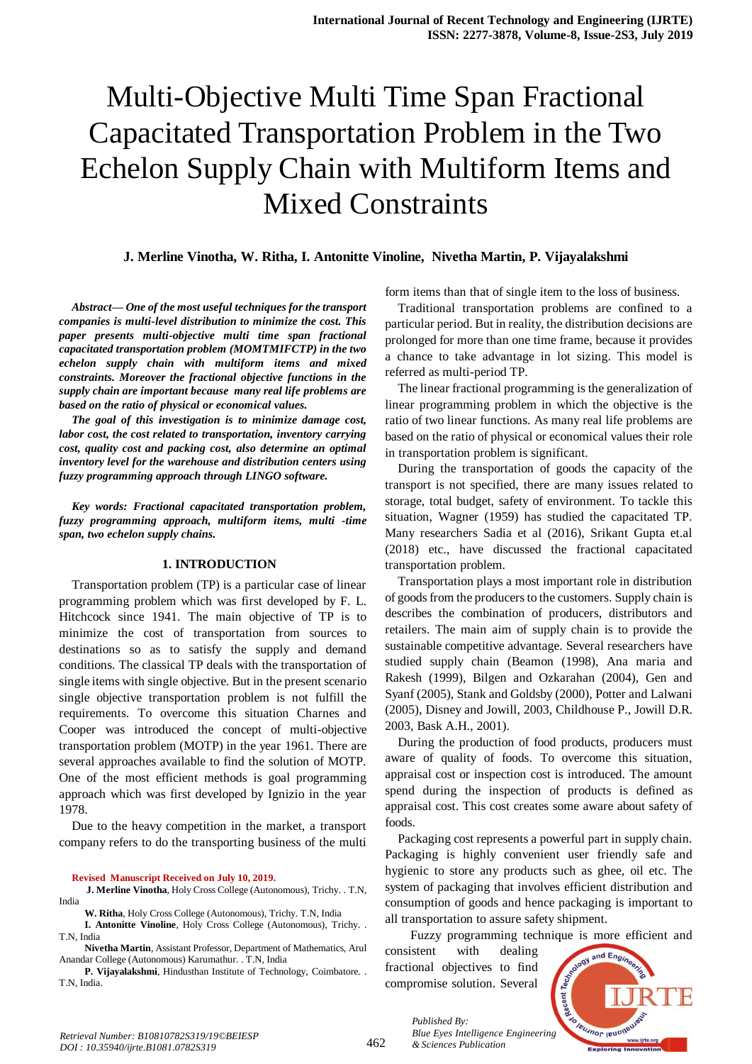# Multi-Objective Multi Time Span Fractional Capacitated Transportation Problem in the Two Echelon Supply Chain with Multiform Items and Mixed Constraints

**J. Merline Vinotha, W. Ritha, I. Antonitte Vinoline, Nivetha Martin, P. Vijayalakshmi**

***Abstract***— ***One of the most useful techniques for the transport companies is multi-level distribution to minimize the cost. This paper presents multi-objective multi time span fractional capacitated transportation problem (MOMTMIFCTP) in the two echelon supply chain with multiform items and mixed constraints. Moreover the fractional objective functions in the supply chain are important because many real life problems are based on the ratio of physical or economical values.***

***The goal of this investigation is to minimize damage cost, labor cost, the cost related to transportation, inventory carrying cost, quality cost and packing cost, also determine an optimal inventory level for the warehouse and distribution centers using fuzzy programming approach through LINGO software.***

***Key words: Fractional capacitated transportation problem, fuzzy programming approach, multiform items, multi -time span, two echelon supply chains.***

## 1. INTRODUCTION

Transportation problem (TP) is a particular case of linear programming problem which was first developed by F. L. Hitchcock since 1941. The main objective of TP is to minimize the cost of transportation from sources to destinations so as to satisfy the supply and demand conditions. The classical TP deals with the transportation of single items with single objective. But in the present scenario single objective transportation problem is not fulfill the requirements. To overcome this situation Charnes and Cooper was introduced the concept of multi-objective transportation problem (MOTP) in the year 1961. There are several approaches available to find the solution of MOTP. One of the most efficient methods is goal programming approach which was first developed by Ignizio in the year 1978.

Due to the heavy competition in the market, a transport company refers to do the transporting business of the multi form items than that of single item to the loss of business.

Traditional transportation problems are confined to a particular period. But in reality, the distribution decisions are prolonged for more than one time frame, because it provides a chance to take advantage in lot sizing. This model is referred as multi-period TP.

The linear fractional programming is the generalization of linear programming problem in which the objective is the ratio of two linear functions. As many real life problems are based on the ratio of physical or economical values their role in transportation problem is significant.

During the transportation of goods the capacity of the transport is not specified, there are many issues related to storage, total budget, safety of environment. To tackle this situation, Wagner (1959) has studied the capacitated TP. Many researchers Sadia et al (2016), Srikant Gupta et.al (2018) etc., have discussed the fractional capacitated transportation problem.

Transportation plays a most important role in distribution of goods from the producers to the customers. Supply chain is describes the combination of producers, distributors and retailers. The main aim of supply chain is to provide the sustainable competitive advantage. Several researchers have studied supply chain (Beamon (1998), Ana maria and Rakesh (1999), Bilgen and Ozkarahan (2004), Gen and Syanf (2005), Stank and Goldsby (2000), Potter and Lalwani (2005), Disney and Jowill, 2003, Childhouse P., Jowill D.R. 2003, Bask A.H., 2001).

During the production of food products, producers must aware of quality of foods. To overcome this situation, appraisal cost or inspection cost is introduced. The amount spend during the inspection of products is defined as appraisal cost. This cost creates some aware about safety of foods.

Packaging cost represents a powerful part in supply chain. Packaging is highly convenient user friendly safe and hygienic to store any products such as ghee, oil etc. The system of packaging that involves efficient distribution and consumption of goods and hence packaging is important to all transportation to assure safety shipment.

Fuzzy programming technique is more efficient and consistent with dealing fractional objectives to find compromise solution. Several

**Revised Manuscript Received on July 10, 2019.**

**J. Merline Vinotha**, Holy Cross College (Autonomous), Trichy. . T.N, India

**W. Ritha**, Holy Cross College (Autonomous), Trichy. T.N, India

**I. Antonitte Vinoline**, Holy Cross College (Autonomous), Trichy. . T.N, India

**Nivetha Martin**, Assistant Professor, Department of Mathematics, Arul Anandar College (Autonomous) Karumathur. . T.N, India

**P. Vijayalakshmi**, Hindusthan Institute of Technology, Coimbatore. . T.N, India.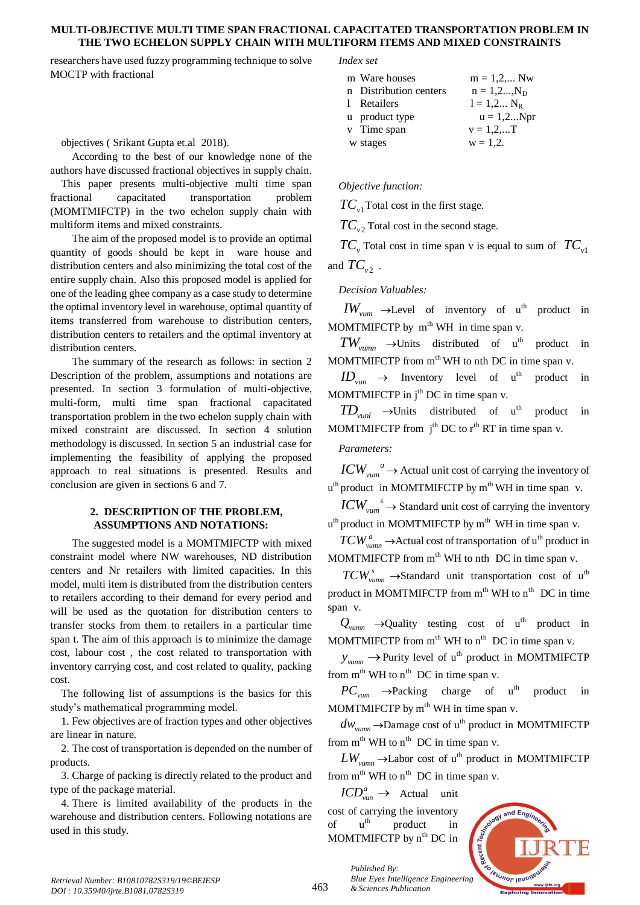researchers have used fuzzy programming technique to solve MOCTP with fractional

objectives ( Srikant Gupta et.al 2018).

According to the best of our knowledge none of the authors have discussed fractional objectives in supply chain.

This paper presents multi-objective multi time span fractional capacitated transportation problem (MOMTMIFCTP) in the two echelon supply chain with multiform items and mixed constraints.

The aim of the proposed model is to provide an optimal quantity of goods should be kept in ware house and distribution centers and also minimizing the total cost of the entire supply chain. Also this proposed model is applied for one of the leading ghee company as a case study to determine the optimal inventory level in warehouse, optimal quantity of items transferred from warehouse to distribution centers, distribution centers to retailers and the optimal inventory at distribution centers.

The summary of the research as follows: in section 2 Description of the problem, assumptions and notations are presented. In section 3 formulation of multi-objective, multi-form, multi time span fractional capacitated transportation problem in the two echelon supply chain with mixed constraint are discussed. In section 4 solution methodology is discussed. In section 5 an industrial case for implementing the feasibility of applying the proposed approach to real situations is presented. Results and conclusion are given in sections 6 and 7.

## 2. DESCRIPTION OF THE PROBLEM, ASSUMPTIONS AND NOTATIONS:

The suggested model is a MOMTMIFCTP with mixed constraint model where NW warehouses, ND distribution centers and Nr retailers with limited capacities. In this model, multi item is distributed from the distribution centers to retailers according to their demand for every period and will be used as the quotation for distribution centers to transfer stocks from them to retailers in a particular time span t. The aim of this approach is to minimize the damage cost, labour cost , the cost related to transportation with inventory carrying cost, and cost related to quality, packing cost.

The following list of assumptions is the basics for this study's mathematical programming model.

1. Few objectives are of fraction types and other objectives are linear in nature.
2. The cost of transportation is depended on the number of products.
3. Charge of packing is directly related to the product and type of the package material.
4. There is limited availability of the products in the warehouse and distribution centers. Following notations are used in this study.

*Index set*

| | | |
|---|---|---|
| m | Ware houses | $m = 1,2,... Nw$ |
| n | Distribution centers | $n = 1,2...,N_D$ |
| l | Retailers | $l = 1,2... N_R$ |
| u | product type | $u = 1,2...Npr$ |
| v | Time span | $v = 1,2,...T$ |
| w | stages | $w = 1,2.$ |

*Objective function:*

$TC_{v1}$ Total cost in the first stage.

$TC_{v2}$ Total cost in the second stage.

$TC_{v}$ Total cost in time span v is equal to sum of $TC_{v1}$ and $TC_{v2}$ .

*Decision Valuables:*

$IW_{vum}$ →Level of inventory of u[th] product in MOMTMIFCTP by m[th] WH in time span v.

$TW_{vumn}$ →Units distributed of u[th] product in MOMTMIFCTP from m[th] WH to nth DC in time span v.

$ID_{vun}$ → Inventory level of u[th] product in MOMTMIFCTP in j[th] DC in time span v.

$TD_{vunl}$ →Units distributed of u[th] product in MOMTMIFCTP from j[th] DC to r[th] RT in time span v.

*Parameters:*

$ICW_{vum}{}^{a}$ → Actual unit cost of carrying the inventory of u[th] product in MOMTMIFCTP by m[th] WH in time span v.

$ICW_{vum}{}^{s}$ → Standard unit cost of carrying the inventory u[th] product in MOMTMIFCTP by m[th] WH in time span v.

$TCW^{a}_{vumn}$ →Actual cost of transportation of u[th] product in MOMTMIFCTP from m[th] WH to nth DC in time span v.

$TCW^{s}_{vumn}$ →Standard unit transportation cost of u[th] product in MOMTMIFCTP from m[th] WH to n[th] DC in time span v.

$Q_{vumn}$ →Quality testing cost of u[th] product in MOMTMIFCTP from m[th] WH to n[th] DC in time span v.

$y_{vumn}$ →Purity level of u[th] product in MOMTMIFCTP from m[th] WH to n[th] DC in time span v.

$PC_{vum}$ →Packing charge of u[th] product in MOMTMIFCTP by m[th] WH in time span v.

$dw_{vumn}$ →Damage cost of u[th] product in MOMTMIFCTP from m[th] WH to n[th] DC in time span v.

$LW_{vumn}$ →Labor cost of u[th] product in MOMTMIFCTP from m[th] WH to n[th] DC in time span v.

$ICD^{a}_{vun}$ → Actual unit cost of carrying the inventory of u[th] product in MOMTMIFCTP by n[th] DC in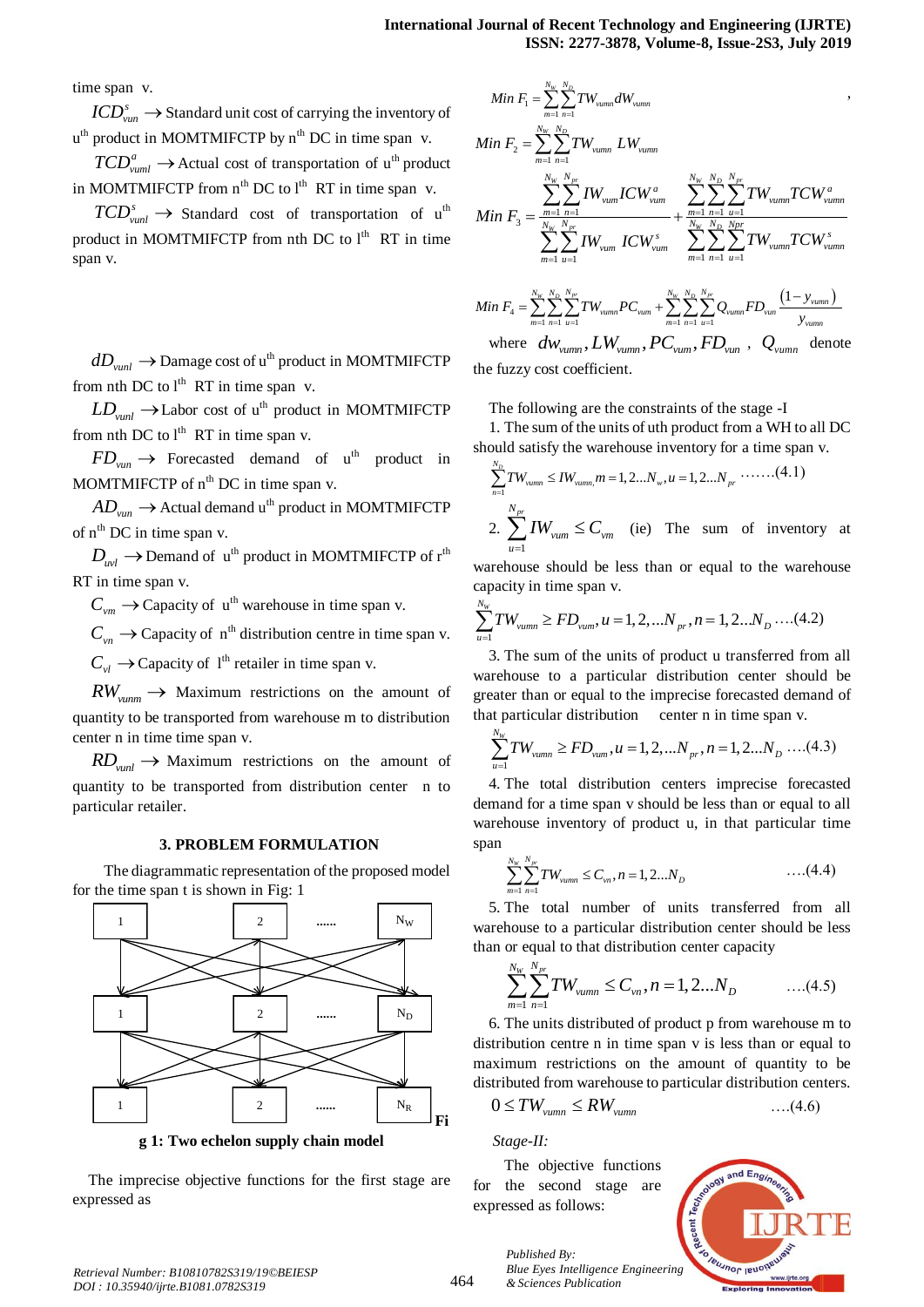time span v.

$ICD^{s}_{vun}$ $\rightarrow$ Standard unit cost of carrying the inventory of u[th] product in MOMTMIFCTP by n[th] DC in time span v.

$TCD^{a}_{vunl}$ $\rightarrow$ Actual cost of transportation of u[th] product in MOMTMIFCTP from n[th] DC to l[th] RT in time span v.

$TCD^{s}_{vunl}$ $\rightarrow$ Standard cost of transportation of u[th] product in MOMTMIFCTP from nth DC to l[th] RT in time span v.

$dD_{vunl}$ $\rightarrow$ Damage cost of u[th] product in MOMTMIFCTP from nth DC to l[th] RT in time span v.

$LD_{vunl}$ $\rightarrow$ Labor cost of u[th] product in MOMTMIFCTP from nth DC to l[th] RT in time span v.

$FD_{vun}$ $\rightarrow$ Forecasted demand of u[th] product in MOMTMIFCTP of n[th] DC in time span v.

$AD_{vun}$ $\rightarrow$ Actual demand u[th] product in MOMTMIFCTP of n[th] DC in time span v.

$D_{uvl}$ $\rightarrow$ Demand of u[th] product in MOMTMIFCTP of r[th] RT in time span v.

$C_{vm}$ $\rightarrow$ Capacity of u[th] warehouse in time span v.

$C_{vn}$ $\rightarrow$ Capacity of n[th] distribution centre in time span v.

$C_{vl}$ $\rightarrow$ Capacity of l[th] retailer in time span v.

$RW_{vunm}$ $\rightarrow$ Maximum restrictions on the amount of quantity to be transported from warehouse m to distribution center n in time time span v.

$RD_{vunl}$ $\rightarrow$ Maximum restrictions on the amount of quantity to be transported from distribution center n to particular retailer.

## 3. PROBLEM FORMULATION

The diagrammatic representation of the proposed model for the time span t is shown in Fig: 1

**Fig 1: Two echelon supply chain model**

The imprecise objective functions for the first stage are expressed as

$$Min\ F_1 = \sum_{m=1}^{N_W}\sum_{n=1}^{N_D} TW_{vumn} dW_{vumn}$$

$$Min\ F_2 = \sum_{m=1}^{N_W}\sum_{n=1}^{N_D} TW_{vumn}\ LW_{vumn}$$

$$Min\ F_3 = \frac{\sum_{m=1}^{N_W}\sum_{u=1}^{N_{pr}} IW_{vum} ICW^{a}_{vum}}{\sum_{m=1}^{N_W}\sum_{u=1}^{N_{pr}} IW_{vum}\ ICW^{s}_{vum}} + \frac{\sum_{m=1}^{N_W}\sum_{n=1}^{N_D}\sum_{u=1}^{N_{pr}} TW_{vumn} TCW^{a}_{vumn}}{\sum_{m=1}^{N_W}\sum_{n=1}^{N_D}\sum_{u=1}^{Npr} TW_{vumn} TCW^{s}_{vumn}}$$

$$Min\ F_4 = \sum_{m=1}^{N_W}\sum_{n=1}^{N_D}\sum_{u=1}^{N_{pr}} TW_{vumn} PC_{vum} + \sum_{m=1}^{N_W}\sum_{n=1}^{N_D}\sum_{u=1}^{N_{pr}} Q_{vumn} FD_{vun} \frac{(1-y_{vumn})}{y_{vumn}}$$

where $dw_{vumn}, LW_{vumn}, PC_{vum}, FD_{vun}$, $Q_{vumn}$ denote the fuzzy cost coefficient.

The following are the constraints of the stage -I

1. The sum of the units of uth product from a WH to all DC should satisfy the warehouse inventory for a time span v.

$$\sum_{n=1}^{N_D} TW_{vumn} \le IW_{vumn,} m = 1,2...N_w, u = 1,2...N_{pr} \quad .......(4.1)$$

2. $\sum_{u=1}^{N_{pr}} IW_{vum} \le C_{vm}$ (ie) The sum of inventory at warehouse should be less than or equal to the warehouse capacity in time span v.

$$\sum_{u=1}^{N_W} TW_{vumn} \ge FD_{vum}, u = 1,2,...N_{pr}, n = 1,2...N_D \quad ....(4.2)$$

3. The sum of the units of product u transferred from all warehouse to a particular distribution center should be greater than or equal to the imprecise forecasted demand of that particular distribution center n in time span v.

$$\sum_{u=1}^{N_W} TW_{vumn} \ge FD_{vun}, u = 1,2,...N_{pr}, n = 1,2...N_D \quad ....(4.3)$$

4. The total distribution centers imprecise forecasted demand for a time span v should be less than or equal to all warehouse inventory of product u, in that particular time span

$$\sum_{m=1}^{N_W}\sum_{n=1}^{N_{pr}} TW_{vumn} \le C_{vn}, n = 1,2...N_D \quad ....(4.4)$$

5. The total number of units transferred from all warehouse to a particular distribution center should be less than or equal to that distribution center capacity

$$\sum_{m=1}^{N_W}\sum_{n=1}^{N_{pr}} TW_{vumn} \le C_{vn}, n = 1,2...N_D \quad ....(4.5)$$

6. The units distributed of product p from warehouse m to distribution centre n in time span v is less than or equal to maximum restrictions on the amount of quantity to be distributed from warehouse to particular distribution centers.

$$0 \le TW_{vumn} \le RW_{vumn} \quad ....(4.6)$$

*Stage-II:*

The objective functions for the second stage are expressed as follows: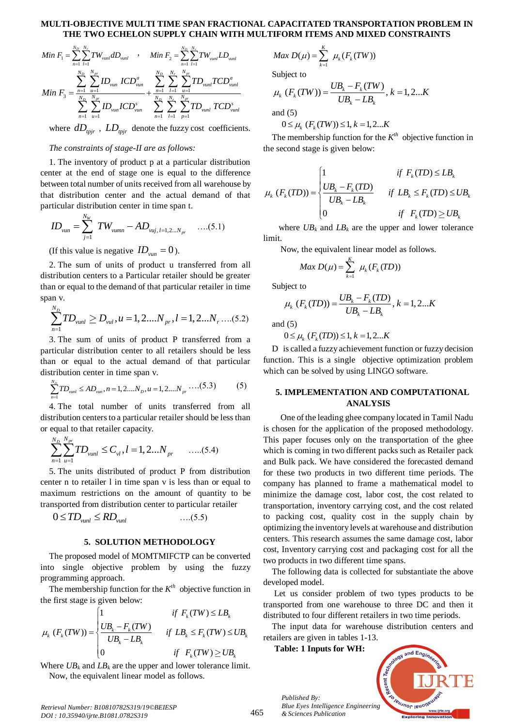$$Min\ F_1 = \sum_{n=1}^{N_D}\sum_{l=1}^{N_r} TW_{vunl} dD_{vunl} \quad , \quad Min\ F_2 = \sum_{n=1}^{N_D}\sum_{l=1}^{N_r} TW_{vunl} LD_{vunl}$$

$$Min\ F_3 = \frac{\sum_{n=1}^{N_D}\sum_{u=1}^{N_{pr}} ID_{vun}\ ICD_{vun}^{a}}{\sum_{n=1}^{N_D}\sum_{u=1}^{N_{pr}} ID_{vun} ICD_{vun}^{s}} + \frac{\sum_{n=1}^{N_D}\sum_{l=1}^{N_r}\sum_{u=1}^{N_{pr}} TD_{vunl} TCD_{vunl}^{a}}{\sum_{n=1}^{N_D}\sum_{l=1}^{N_r}\sum_{p=1}^{N_{pr}} TD_{vunl}\ TCD_{vunl}^{s}}$$

where $dD_{tpjr}$ , $LD_{tpjr}$ denote the fuzzy cost coefficients.

*The constraints of stage-II are as follows:*

1. The inventory of product p at a particular distribution center at the end of stage one is equal to the difference between total number of units received from all warehouse by that distribution center and the actual demand of that particular distribution center in time span t.

$$ID_{vun} = \sum_{j=1}^{N_W} TW_{vumn} - AD_{vuj,l=1,2...N_{pr}} \quad ....(5.1)$$

(If this value is negative $ID_{vun} = 0$).

2. The sum of units of product u transferred from all distribution centers to a Particular retailer should be greater than or equal to the demand of that particular retailer in time span v.

$$\sum_{n=1}^{N_D} TD_{vunl} \geq D_{vul}, u = 1,2....N_{pr}, l = 1,2...N_r \ ....(5.2)$$

3. The sum of units of product P transferred from a particular distribution center to all retailers should be less than or equal to the actual demand of that particular distribution center in time span v.

$$\sum_{n=1}^{N_D} TD_{vunl} \leq AD_{vun}, n = 1,2....N_D, u = 1,2....N_{pr} \ ....(5.3) \qquad (5)$$

4. The total number of units transferred from all distribution centers to a particular retailer should be less than or equal to that retailer capacity.

$$\sum_{n=1}^{N_D}\sum_{u=1}^{N_{pr}} TD_{vunl} \leq C_{vl}, l = 1,2...N_{pr} \quad .....(5.4)$$

5. The units distributed of product P from distribution center n to retailer l in time span v is less than or equal to maximum restrictions on the amount of quantity to be transported from distribution center to particular retailer

$$0 \leq TD_{vunl} \leq RD_{vunl} \quad ....(5.5)$$

## 5. SOLUTION METHODOLOGY

The proposed model of MOMTMIFCTP can be converted into single objective problem by using the fuzzy programming approach.

The membership function for the $K^{th}$ objective function in the first stage is given below:

$$\mu_k\ (F_k(TW)) = \begin{cases} 1 & if\ F_k(TW) \leq LB_k \\ \dfrac{UB_k - F_k(TW)}{UB_k - LB_k} & if\ LB_k \leq F_k(TW) \leq UB_k \\ 0 & if\ F_k(TW) \geq UB_k \end{cases}$$

Where $UB_k$ and $LB_k$ are the upper and lower tolerance limit.

Now, the equivalent linear model as follows.

$$Max\ D(\mu) = \sum_{k=1}^{K} \mu_k(F_k(TW))$$

Subject to

$$\mu_k\ (F_k(TW)) = \frac{UB_k - F_k(TW)}{UB_k - LB_k}, k = 1,2...K$$

and (5)

$$0 \leq \mu_k\ (F_k(TW)) \leq 1, k = 1,2...K$$

The membership function for the $K^{th}$ objective function in the second stage is given below:

$$\mu_k\ (F_k(TD)) = \begin{cases} 1 & if\ F_k(TD) \leq LB_k \\ \dfrac{UB_k - F_k(TD)}{UB_k - LB_k} & if\ LB_k \leq F_k(TD) \leq UB_k \\ 0 & if\ F_k(TD) \geq UB_k \end{cases}$$

where $UB_k$ and $LB_k$ are the upper and lower tolerance limit.

Now, the equivalent linear model as follows.

$$Max\ D(\mu) = \sum_{k=1}^{K} \mu_k(F_k(TD))$$

Subject to

$$\mu_k\ (F_k(TD)) = \frac{UB_k - F_k(TD)}{UB_k - LB_k}, k = 1,2...K$$

and (5)

$$0 \leq \mu_k\ (F_k(TD)) \leq 1, k = 1,2...K$$

D is called a fuzzy achievement function or fuzzy decision function. This is a single objective optimization problem which can be solved by using LINGO software.

## 5. IMPLEMENTATION AND COMPUTATIONAL ANALYSIS

One of the leading ghee company located in Tamil Nadu is chosen for the application of the proposed methodology. This paper focuses only on the transportation of the ghee which is coming in two different packs such as Retailer pack and Bulk pack. We have considered the forecasted demand for these two products in two different time periods. The company has planned to frame a mathematical model to minimize the damage cost, labor cost, the cost related to transportation, inventory carrying cost, and the cost related to packing cost, quality cost in the supply chain by optimizing the inventory levels at warehouse and distribution centers. This research assumes the same damage cost, labor cost, Inventory carrying cost and packaging cost for all the two products in two different time spans.

The following data is collected for substantiate the above developed model.

Let us consider problem of two types products to be transported from one warehouse to three DC and then it distributed to four different retailers in two time periods.

The input data for warehouse distribution centers and retailers are given in tables 1-13.

**Table: 1 Inputs for WH:**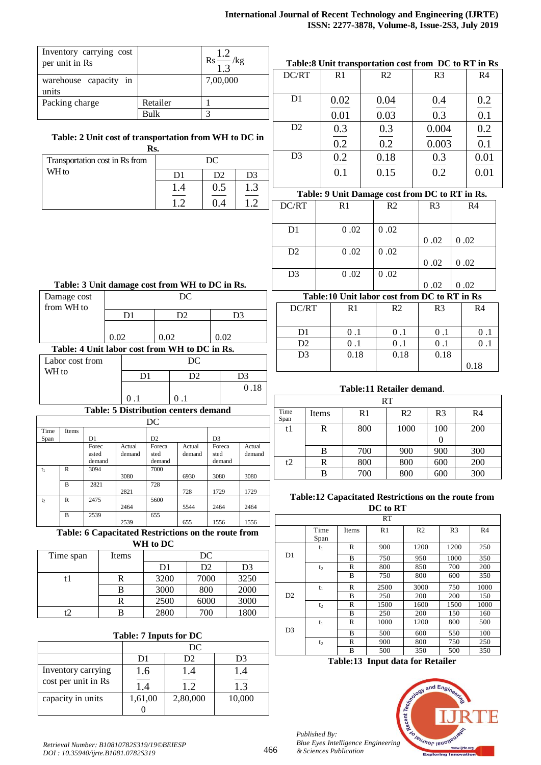| Inventory carrying cost per unit in Rs | | Rs $\frac{1.2}{1.3}$ /kg |
|---|---|---|
| warehouse capacity in units | | 7,00,000 |
| Packing charge | Retailer | 1 |
| | Bulk | 3 |

**Table: 2 Unit cost of transportation from WH to DC in Rs.**

| Transportation cost in Rs from WH to | DC | | |
|---|---|---|---|
| | D1 | D2 | D3 |
| | $\frac{1.4}{1.2}$ | $\frac{0.5}{0.4}$ | $\frac{1.3}{1.2}$ |

**Table: 3 Unit damage cost from WH to DC in Rs.**

| Damage cost from WH to | DC | | |
|---|---|---|---|
| | D1 | D2 | D3 |
| | 0.02 | 0.02 | 0.02 |

**Table: 4 Unit labor cost from WH to DC in Rs.**

| Labor cost from WH to | DC | | |
|---|---|---|---|
| | D1 | D2 | D3 |
| | 0 .1 | 0 .1 | 0 .18 |

**Table: 5 Distribution centers demand**

| Time Span | Items | DC | | | | | |
|---|---|---|---|---|---|---|---|
| | | D1 | | D2 | | D3 | |
| | | Forecasted demand | Actual demand | Forecasted demand | Actual demand | Forecasted demand | Actual demand |
| $t_1$ | R | 3094 | 3080 | 7000 | 6930 | 3080 | 3080 |
| | B | 2821 | 2821 | 728 | 728 | 1729 | 1729 |
| $t_2$ | R | 2475 | 2464 | 5600 | 5544 | 2464 | 2464 |
| | B | 2539 | 2539 | 655 | 655 | 1556 | 1556 |

**Table: 6 Capacitated Restrictions on the route from WH to DC**

| Time span | Items | DC | | |
|---|---|---|---|---|
| | | D1 | D2 | D3 |
| t1 | R | 3200 | 7000 | 3250 |
| | B | 3000 | 800 | 2000 |
| | R | 2500 | 6000 | 3000 |
| t2 | B | 2800 | 700 | 1800 |

**Table: 7 Inputs for DC**

| | DC | | |
|---|---|---|---|
| | D1 | D2 | D3 |
| Inventory carrying cost per unit in Rs | $\frac{1.6}{1.4}$ | $\frac{1.4}{1.2}$ | $\frac{1.4}{1.3}$ |
| capacity in units | 1,61,000 | 2,80,000 | 10,000 |

**Table:8 Unit transportation cost from DC to RT in Rs**

| DC/RT | R1 | R2 | R3 | R4 |
|---|---|---|---|---|
| D1 | $\frac{0.02}{0.01}$ | $\frac{0.04}{0.03}$ | $\frac{0.4}{0.3}$ | $\frac{0.2}{0.1}$ |
| D2 | $\frac{0.3}{0.2}$ | $\frac{0.3}{0.2}$ | $\frac{0.004}{0.003}$ | $\frac{0.2}{0.1}$ |
| D3 | $\frac{0.2}{0.1}$ | $\frac{0.18}{0.15}$ | $\frac{0.3}{0.2}$ | $\frac{0.01}{0.01}$ |

**Table: 9 Unit Damage cost from DC to RT in Rs.**

| DC/RT | R1 | R2 | R3 | R4 |
|---|---|---|---|---|
| D1 | 0 .02 | 0 .02 | 0 .02 | 0 .02 |
| D2 | 0 .02 | 0 .02 | 0 .02 | 0 .02 |
| D3 | 0 .02 | 0 .02 | 0 .02 | 0 .02 |

**Table:10 Unit labor cost from DC to RT in Rs**

| DC/RT | R1 | R2 | R3 | R4 |
|---|---|---|---|---|
| D1 | 0 .1 | 0 .1 | 0 .1 | 0 .1 |
| D2 | 0 .1 | 0 .1 | 0 .1 | 0 .1 |
| D3 | 0.18 | 0.18 | 0.18 | 0.18 |

**Table:11 Retailer demand.**

| Time Span | Items | RT | | | |
|---|---|---|---|---|---|
| | | R1 | R2 | R3 | R4 |
| t1 | R | 800 | 1000 | 1000 | 200 |
| | B | 700 | 900 | 900 | 300 |
| t2 | R | 800 | 800 | 600 | 200 |
| | B | 700 | 800 | 600 | 300 |

**Table:12 Capacitated Restrictions on the route from DC to RT**

| | Time Span | Items | RT | | | |
|---|---|---|---|---|---|---|
| | | | R1 | R2 | R3 | R4 |
| D1 | $t_1$ | R | 900 | 1200 | 1200 | 250 |
| | | B | 750 | 950 | 1000 | 350 |
| | $t_2$ | R | 800 | 850 | 700 | 200 |
| | | B | 750 | 800 | 600 | 350 |
| D2 | $t_1$ | R | 2500 | 3000 | 750 | 1000 |
| | | B | 250 | 200 | 200 | 150 |
| | $t_2$ | R | 1500 | 1600 | 1500 | 1000 |
| | | B | 250 | 200 | 150 | 160 |
| D3 | $t_1$ | R | 1000 | 1200 | 800 | 500 |
| | | B | 500 | 600 | 550 | 100 |
| | $t_2$ | R | 900 | 800 | 750 | 250 |
| | | B | 500 | 350 | 500 | 350 |

**Table:13 Input data for Retailer**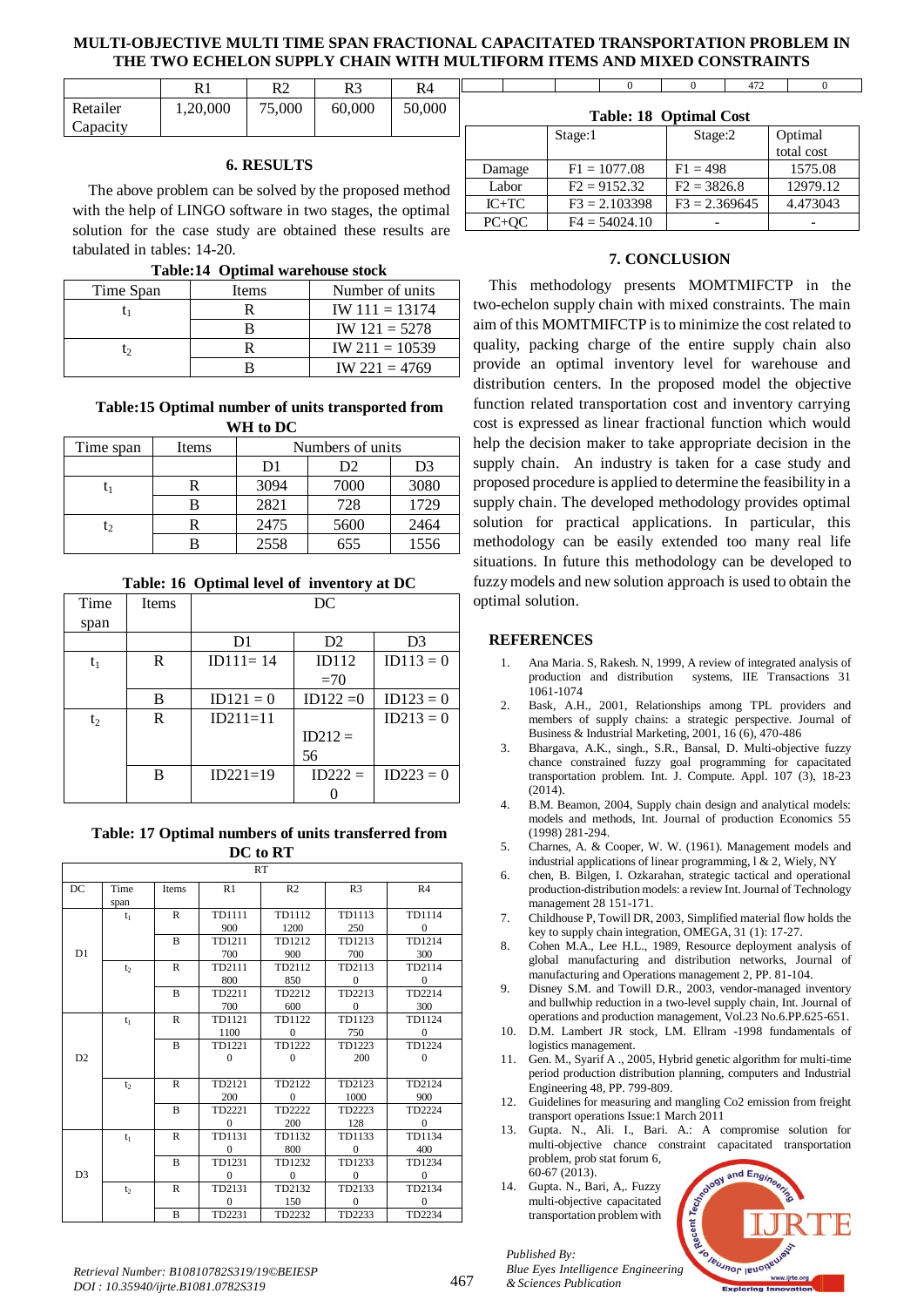| | R1 | R2 | R3 | R4 |
|---|---|---|---|---|
| Retailer Capacity | 1,20,000 | 75,000 | 60,000 | 50,000 |

| | | | | | | | | |
|---|---|---|---|---|---|---|---|---|
| | | | 0 | | 0 | 472 | | 0 |

## 6. RESULTS

The above problem can be solved by the proposed method with the help of LINGO software in two stages, the optimal solution for the case study are obtained these results are tabulated in tables: 14-20.

**Table:14 Optimal warehouse stock**

| Time Span | Items | Number of units |
|---|---|---|
| $t_1$ | R | IW 111 = 13174 |
| | B | IW 121 = 5278 |
| $t_2$ | R | IW 211 = 10539 |
| | B | IW 221 = 4769 |

**Table:15 Optimal number of units transported from WH to DC**

| Time span | Items | Numbers of units | | |
|---|---|---|---|---|
| | | D1 | D2 | D3 |
| $t_1$ | R | 3094 | 7000 | 3080 |
| | B | 2821 | 728 | 1729 |
| $t_2$ | R | 2475 | 5600 | 2464 |
| | B | 2558 | 655 | 1556 |

**Table: 16 Optimal level of inventory at DC**

| Time span | Items | DC | | |
|---|---|---|---|---|
| | | D1 | D2 | D3 |
| $t_1$ | R | ID111= 14 | ID112 =70 | ID113 = 0 |
| | B | ID121 = 0 | ID122 =0 | ID123 = 0 |
| $t_2$ | R | ID211=11 | ID212 = 56 | ID213 = 0 |
| | B | ID221=19 | ID222 = 0 | ID223 = 0 |

**Table: 17 Optimal numbers of units transferred from DC to RT**

| DC | Time span | Items | RT R1 | R2 | R3 | R4 |
|---|---|---|---|---|---|---|
| D1 | $t_1$ | R | TD1111 900 | TD1112 1200 | TD1113 250 | TD1114 0 |
| | | B | TD1211 700 | TD1212 900 | TD1213 700 | TD1214 300 |
| | $t_2$ | R | TD2111 800 | TD2112 850 | TD2113 0 | TD2114 0 |
| | | B | TD2211 700 | TD2212 600 | TD2213 0 | TD2214 300 |
| D2 | $t_1$ | R | TD1121 1100 | TD1122 0 | TD1123 750 | TD1124 0 |
| | | B | TD1221 0 | TD1222 0 | TD1223 200 | TD1224 0 |
| | $t_2$ | R | TD2121 200 | TD2122 0 | TD2123 1000 | TD2124 900 |
| | | B | TD2221 0 | TD2222 200 | TD2223 128 | TD2224 0 |
| D3 | $t_1$ | R | TD1131 0 | TD1132 800 | TD1133 0 | TD1134 400 |
| | | B | TD1231 0 | TD1232 0 | TD1233 0 | TD1234 0 |
| | $t_2$ | R | TD2131 0 | TD2132 150 | TD2133 0 | TD2134 0 |
| | | B | TD2231 | TD2232 | TD2233 | TD2234 |

**Table: 18 Optimal Cost**

| | Stage:1 | Stage:2 | Optimal total cost |
|---|---|---|---|
| Damage | F1 = 1077.08 | F1 = 498 | 1575.08 |
| Labor | F2 = 9152.32 | F2 = 3826.8 | 12979.12 |
| IC+TC | F3 = 2.103398 | F3 = 2.369645 | 4.473043 |
| PC+QC | F4 = 54024.10 | - | - |

## 7. CONCLUSION

This methodology presents MOMTMIFCTP in the two-echelon supply chain with mixed constraints. The main aim of this MOMTMIFCTP is to minimize the cost related to quality, packing charge of the entire supply chain also provide an optimal inventory level for warehouse and distribution centers. In the proposed model the objective function related transportation cost and inventory carrying cost is expressed as linear fractional function which would help the decision maker to take appropriate decision in the supply chain. An industry is taken for a case study and proposed procedure is applied to determine the feasibility in a supply chain. The developed methodology provides optimal solution for practical applications. In particular, this methodology can be easily extended too many real life situations. In future this methodology can be developed to fuzzy models and new solution approach is used to obtain the optimal solution.

## REFERENCES

1. Ana Maria. S, Rakesh. N, 1999, A review of integrated analysis of production and distribution systems, IIE Transactions 31 1061-1074
2. Bask, A.H., 2001, Relationships among TPL providers and members of supply chains: a strategic perspective. Journal of Business & Industrial Marketing, 2001, 16 (6), 470-486
3. Bhargava, A.K., singh., S.R., Bansal, D. Multi-objective fuzzy chance constrained fuzzy goal programming for capacitated transportation problem. Int. J. Compute. Appl. 107 (3), 18-23 (2014).
4. B.M. Beamon, 2004, Supply chain design and analytical models: models and methods, Int. Journal of production Economics 55 (1998) 281-294.
5. Charnes, A. & Cooper, W. W. (1961). Management models and industrial applications of linear programming, l & 2, Wiely, NY
6. chen, B. Bilgen, I. Ozkarahan, strategic tactical and operational production-distribution models: a review Int. Journal of Technology management 28 151-171.
7. Childhouse P, Towill DR, 2003, Simplified material flow holds the key to supply chain integration, OMEGA, 31 (1): 17-27.
8. Cohen M.A., Lee H.L., 1989, Resource deployment analysis of global manufacturing and distribution networks, Journal of manufacturing and Operations management 2, PP. 81-104.
9. Disney S.M. and Towill D.R., 2003, vendor-managed inventory and bullwhip reduction in a two-level supply chain, Int. Journal of operations and production management, Vol.23 No.6.PP.625-651.
10. D.M. Lambert JR stock, LM. Ellram -1998 fundamentals of logistics management.
11. Gen. M., Syarif A ., 2005, Hybrid genetic algorithm for multi-time period production distribution planning, computers and Industrial Engineering 48, PP. 799-809.
12. Guidelines for measuring and mangling Co2 emission from freight transport operations Issue:1 March 2011
13. Gupta. N., Ali. I., Bari. A.: A compromise solution for multi-objective chance constraint capacitated transportation problem, prob stat forum 6, 60-67 (2013).
14. Gupta. N., Bari, A,. Fuzzy multi-objective capacitated transportation problem with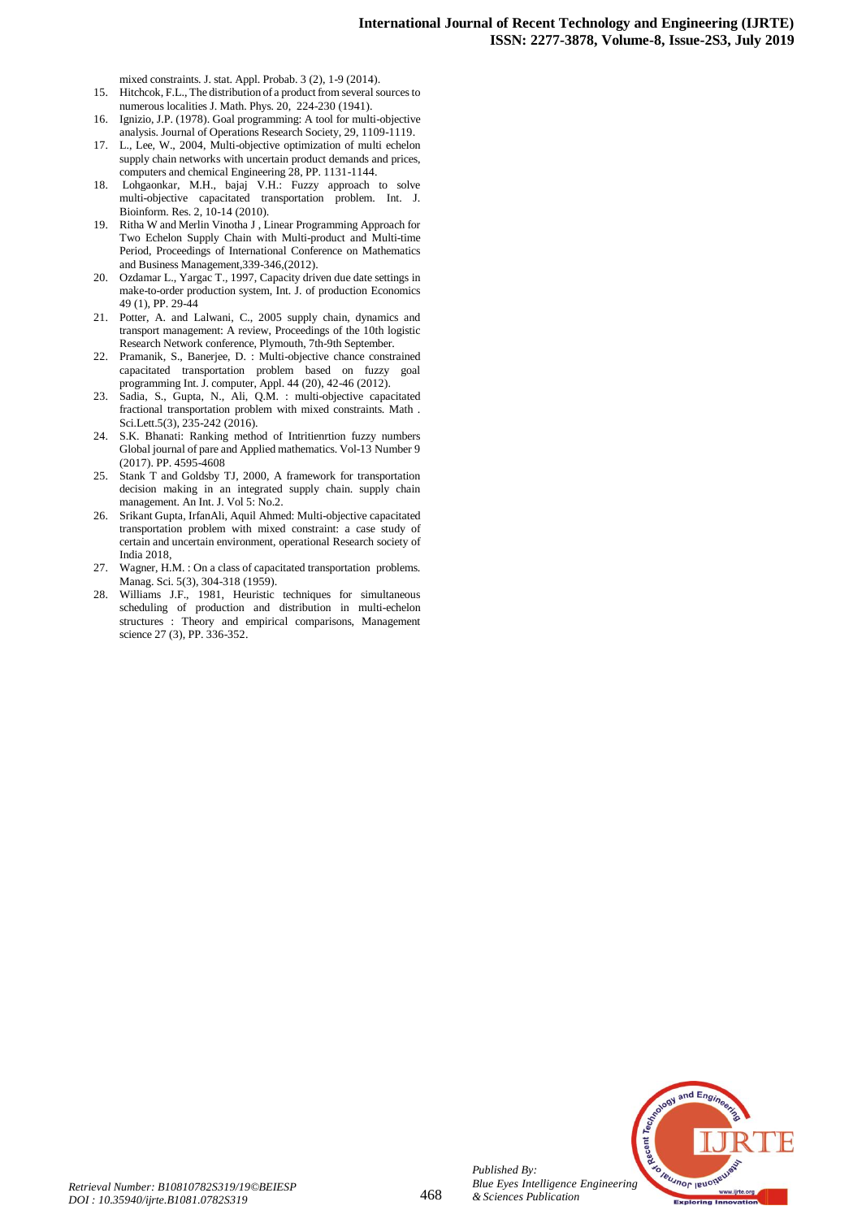mixed constraints. J. stat. Appl. Probab. 3 (2), 1-9 (2014).

15. Hitchcok, F.L., The distribution of a product from several sources to numerous localities J. Math. Phys. 20, 224-230 (1941).
16. Ignizio, J.P. (1978). Goal programming: A tool for multi-objective analysis. Journal of Operations Research Society, 29, 1109-1119.
17. L., Lee, W., 2004, Multi-objective optimization of multi echelon supply chain networks with uncertain product demands and prices, computers and chemical Engineering 28, PP. 1131-1144.
18. Lohgaonkar, M.H., bajaj V.H.: Fuzzy approach to solve multi-objective capacitated transportation problem. Int. J. Bioinform. Res. 2, 10-14 (2010).
19. Ritha W and Merlin Vinotha J , Linear Programming Approach for Two Echelon Supply Chain with Multi-product and Multi-time Period, Proceedings of International Conference on Mathematics and Business Management,339-346,(2012).
20. Ozdamar L., Yargac T., 1997, Capacity driven due date settings in make-to-order production system, Int. J. of production Economics 49 (1), PP. 29-44
21. Potter, A. and Lalwani, C., 2005 supply chain, dynamics and transport management: A review, Proceedings of the 10th logistic Research Network conference, Plymouth, 7th-9th September.
22. Pramanik, S., Banerjee, D. : Multi-objective chance constrained capacitated transportation problem based on fuzzy goal programming Int. J. computer, Appl. 44 (20), 42-46 (2012).
23. Sadia, S., Gupta, N., Ali, Q.M. : multi-objective capacitated fractional transportation problem with mixed constraints. Math . Sci.Lett.5(3), 235-242 (2016).
24. S.K. Bhanati: Ranking method of Intritienrtion fuzzy numbers Global journal of pare and Applied mathematics. Vol-13 Number 9 (2017). PP. 4595-4608
25. Stank T and Goldsby TJ, 2000, A framework for transportation decision making in an integrated supply chain. supply chain management. An Int. J. Vol 5: No.2.
26. Srikant Gupta, IrfanAli, Aquil Ahmed: Multi-objective capacitated transportation problem with mixed constraint: a case study of certain and uncertain environment, operational Research society of India 2018,
27. Wagner, H.M. : On a class of capacitated transportation problems. Manag. Sci. 5(3), 304-318 (1959).
28. Williams J.F., 1981, Heuristic techniques for simultaneous scheduling of production and distribution in multi-echelon structures : Theory and empirical comparisons, Management science 27 (3), PP. 336-352.